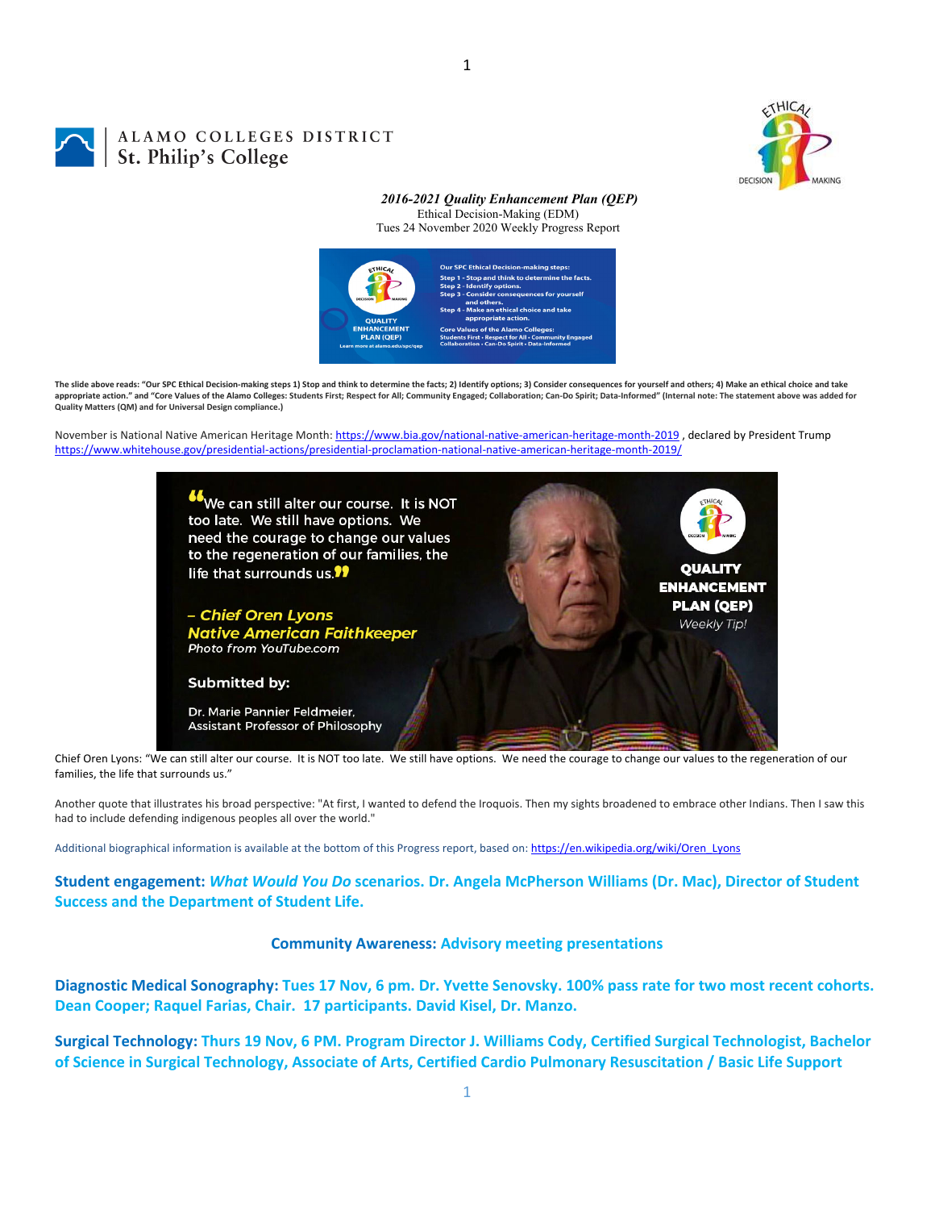ALAMO COLLEGES DISTRICT
St. Philip's College

***2016-2021 Quality Enhancement Plan (QEP)***
Ethical Decision-Making (EDM)
Tues 24 November 2020 Weekly Progress Report

Our SPC Ethical Decision-making steps:
Step 1 - Stop and think to determine the facts.
Step 2 - Identify options.
Step 3 - Consider consequences for yourself and others.
Step 4 - Make an ethical choice and take appropriate action.

Core Values of the Alamo Colleges:
Students First • Respect for All • Community Engaged
Collaboration • Can-Do Spirit • Data-Informed

**The slide above reads: "Our SPC Ethical Decision-making steps 1) Stop and think to determine the facts; 2) Identify options; 3) Consider consequences for yourself and others; 4) Make an ethical choice and take appropriate action." and "Core Values of the Alamo Colleges: Students First; Respect for All; Community Engaged; Collaboration; Can-Do Spirit; Data-Informed" (Internal note: The statement above was added for Quality Matters (QM) and for Universal Design compliance.)**

November is National Native American Heritage Month: https://www.bia.gov/national-native-american-heritage-month-2019 , declared by President Trump https://www.whitehouse.gov/presidential-actions/presidential-proclamation-national-native-american-heritage-month-2019/

"We can still alter our course. It is NOT too late. We still have options. We need the courage to change our values to the regeneration of our families, the life that surrounds us."

– Chief Oren Lyons
Native American Faithkeeper
Photo from YouTube.com

Submitted by:
Dr. Marie Pannier Feldmeier, Assistant Professor of Philosophy

QUALITY ENHANCEMENT PLAN (QEP)
Weekly Tip!

Chief Oren Lyons: "We can still alter our course. It is NOT too late. We still have options. We need the courage to change our values to the regeneration of our families, the life that surrounds us."

Another quote that illustrates his broad perspective: "At first, I wanted to defend the Iroquois. Then my sights broadened to embrace other Indians. Then I saw this had to include defending indigenous peoples all over the world."

Additional biographical information is available at the bottom of this Progress report, based on: https://en.wikipedia.org/wiki/Oren_Lyons

**Student engagement: *What Would You Do* scenarios. Dr. Angela McPherson Williams (Dr. Mac), Director of Student Success and the Department of Student Life.**

**Community Awareness: Advisory meeting presentations**

**Diagnostic Medical Sonography: Tues 17 Nov, 6 pm. Dr. Yvette Senovsky. 100% pass rate for two most recent cohorts. Dean Cooper; Raquel Farias, Chair. 17 participants. David Kisel, Dr. Manzo.**

**Surgical Technology: Thurs 19 Nov, 6 PM. Program Director J. Williams Cody, Certified Surgical Technologist, Bachelor of Science in Surgical Technology, Associate of Arts, Certified Cardio Pulmonary Resuscitation / Basic Life Support**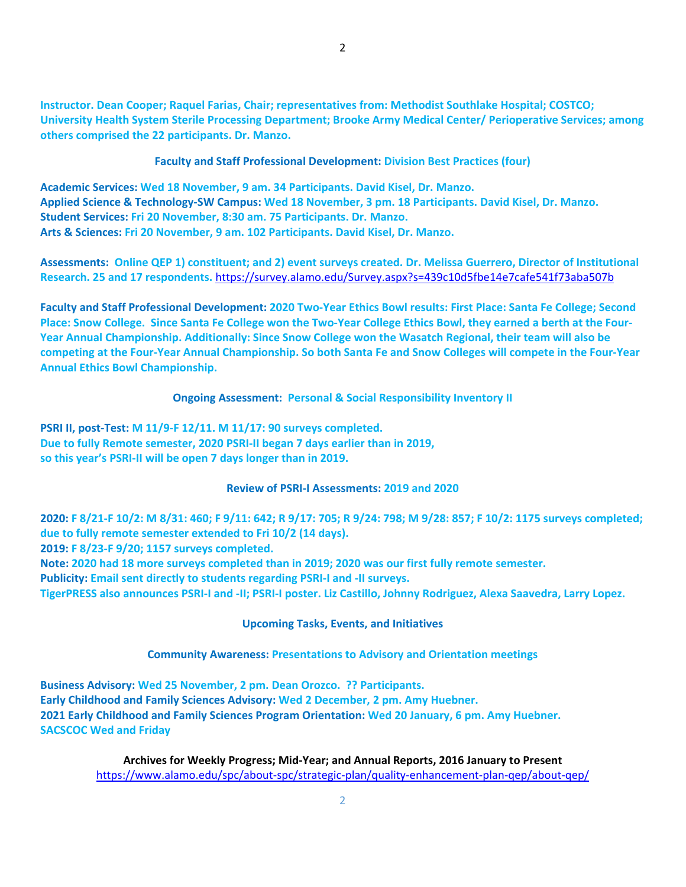**Instructor. Dean Cooper; Raquel Farias, Chair; representatives from: Methodist Southlake Hospital; COSTCO; University Health System Sterile Processing Department; Brooke Army Medical Center/ Perioperative Services; among others comprised the 22 participants. Dr. Manzo.**

**Faculty and Staff Professional Development: Division Best Practices (four)**

**Academic Services: Wed 18 November, 9 am. 34 Participants. David Kisel, Dr. Manzo.**
**Applied Science & Technology-SW Campus: Wed 18 November, 3 pm. 18 Participants. David Kisel, Dr. Manzo.**
**Student Services: Fri 20 November, 8:30 am. 75 Participants. Dr. Manzo.**
**Arts & Sciences: Fri 20 November, 9 am. 102 Participants. David Kisel, Dr. Manzo.**

**Assessments: Online QEP 1) constituent; and 2) event surveys created. Dr. Melissa Guerrero, Director of Institutional Research. 25 and 17 respondents.** https://survey.alamo.edu/Survey.aspx?s=439c10d5fbe14e7cafe541f73aba507b

**Faculty and Staff Professional Development: 2020 Two-Year Ethics Bowl results: First Place: Santa Fe College; Second Place: Snow College. Since Santa Fe College won the Two-Year College Ethics Bowl, they earned a berth at the Four-Year Annual Championship. Additionally: Since Snow College won the Wasatch Regional, their team will also be competing at the Four-Year Annual Championship. So both Santa Fe and Snow Colleges will compete in the Four-Year Annual Ethics Bowl Championship.**

**Ongoing Assessment: Personal & Social Responsibility Inventory II**

**PSRI II, post-Test: M 11/9-F 12/11. M 11/17: 90 surveys completed.**
**Due to fully Remote semester, 2020 PSRI-II began 7 days earlier than in 2019, so this year's PSRI-II will be open 7 days longer than in 2019.**

**Review of PSRI-I Assessments: 2019 and 2020**

**2020: F 8/21-F 10/2: M 8/31: 460; F 9/11: 642; R 9/17: 705; R 9/24: 798; M 9/28: 857; F 10/2: 1175 surveys completed; due to fully remote semester extended to Fri 10/2 (14 days).**
**2019: F 8/23-F 9/20; 1157 surveys completed.**
**Note: 2020 had 18 more surveys completed than in 2019; 2020 was our first fully remote semester.**
**Publicity: Email sent directly to students regarding PSRI-I and -II surveys.**
**TigerPRESS also announces PSRI-I and -II; PSRI-I poster. Liz Castillo, Johnny Rodriguez, Alexa Saavedra, Larry Lopez.**

**Upcoming Tasks, Events, and Initiatives**

**Community Awareness: Presentations to Advisory and Orientation meetings**

**Business Advisory: Wed 25 November, 2 pm. Dean Orozco. ?? Participants.**
**Early Childhood and Family Sciences Advisory: Wed 2 December, 2 pm. Amy Huebner.**
**2021 Early Childhood and Family Sciences Program Orientation: Wed 20 January, 6 pm. Amy Huebner.**
**SACSCOC Wed and Friday**

**Archives for Weekly Progress; Mid-Year; and Annual Reports, 2016 January to Present**
https://www.alamo.edu/spc/about-spc/strategic-plan/quality-enhancement-plan-qep/about-qep/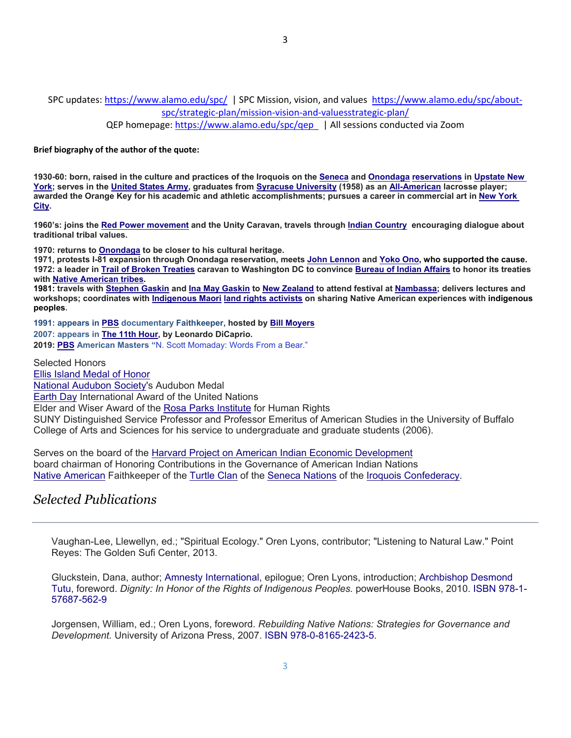SPC updates: https://www.alamo.edu/spc/ | SPC Mission, vision, and values https://www.alamo.edu/spc/about-spc/strategic-plan/mission-vision-and-valuesstrategic-plan/

QEP homepage: https://www.alamo.edu/spc/qep | All sessions conducted via Zoom

**Brief biography of the author of the quote:**

**1930-60: born, raised in the culture and practices of the Iroquois on the Seneca and Onondaga reservations in Upstate New York; serves in the United States Army, graduates from Syracuse University (1958) as an All-American lacrosse player; awarded the Orange Key for his academic and athletic accomplishments; pursues a career in commercial art in New York City.**

**1960's: joins the Red Power movement and the Unity Caravan, travels through Indian Country encouraging dialogue about traditional tribal values.**

**1970: returns to Onondaga to be closer to his cultural heritage.**
**1971, protests I-81 expansion through Onondaga reservation, meets John Lennon and Yoko Ono, who supported the cause.**
**1972: a leader in Trail of Broken Treaties caravan to Washington DC to convince Bureau of Indian Affairs to honor its treaties with Native American tribes.**
**1981: travels with Stephen Gaskin and Ina May Gaskin to New Zealand to attend festival at Nambassa; delivers lectures and workshops; coordinates with Indigenous Maori land rights activists on sharing Native American experiences with indigenous peoples.**

**1991: appears in PBS documentary Faithkeeper, hosted by Bill Moyers**
**2007: appears in The 11th Hour, by Leonardo DiCaprio.**
**2019: PBS American Masters** "N. Scott Momaday: Words From a Bear."

Selected Honors
Ellis Island Medal of Honor
National Audubon Society's Audubon Medal
Earth Day International Award of the United Nations
Elder and Wiser Award of the Rosa Parks Institute for Human Rights
SUNY Distinguished Service Professor and Professor Emeritus of American Studies in the University of Buffalo College of Arts and Sciences for his service to undergraduate and graduate students (2006).

Serves on the board of the Harvard Project on American Indian Economic Development
board chairman of Honoring Contributions in the Governance of American Indian Nations
Native American Faithkeeper of the Turtle Clan of the Seneca Nations of the Iroquois Confederacy.

## *Selected Publications*

---

Vaughan-Lee, Llewellyn, ed.; "Spiritual Ecology." Oren Lyons, contributor; "Listening to Natural Law." Point Reyes: The Golden Sufi Center, 2013.

Gluckstein, Dana, author; Amnesty International, epilogue; Oren Lyons, introduction; Archbishop Desmond Tutu, foreword. *Dignity: In Honor of the Rights of Indigenous Peoples.* powerHouse Books, 2010. ISBN 978-1-57687-562-9

Jorgensen, William, ed.; Oren Lyons, foreword. *Rebuilding Native Nations: Strategies for Governance and Development.* University of Arizona Press, 2007. ISBN 978-0-8165-2423-5.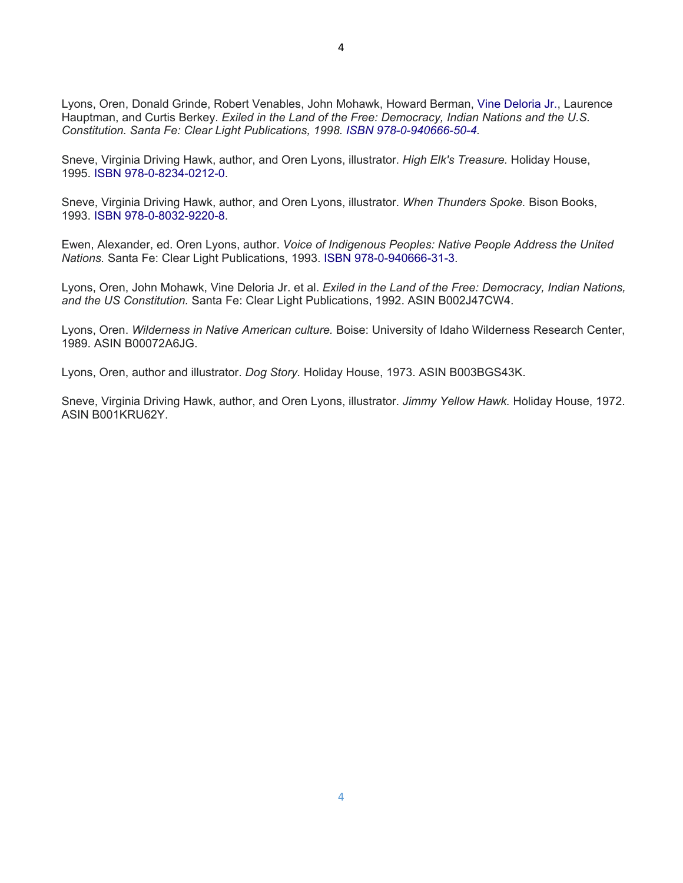Lyons, Oren, Donald Grinde, Robert Venables, John Mohawk, Howard Berman, Vine Deloria Jr., Laurence Hauptman, and Curtis Berkey. *Exiled in the Land of the Free: Democracy, Indian Nations and the U.S. Constitution. Santa Fe: Clear Light Publications, 1998. ISBN 978-0-940666-50-4.*

Sneve, Virginia Driving Hawk, author, and Oren Lyons, illustrator. *High Elk's Treasure.* Holiday House, 1995. ISBN 978-0-8234-0212-0.

Sneve, Virginia Driving Hawk, author, and Oren Lyons, illustrator. *When Thunders Spoke.* Bison Books, 1993. ISBN 978-0-8032-9220-8.

Ewen, Alexander, ed. Oren Lyons, author. *Voice of Indigenous Peoples: Native People Address the United Nations.* Santa Fe: Clear Light Publications, 1993. ISBN 978-0-940666-31-3.

Lyons, Oren, John Mohawk, Vine Deloria Jr. et al. *Exiled in the Land of the Free: Democracy, Indian Nations, and the US Constitution.* Santa Fe: Clear Light Publications, 1992. ASIN B002J47CW4.

Lyons, Oren. *Wilderness in Native American culture.* Boise: University of Idaho Wilderness Research Center, 1989. ASIN B00072A6JG.

Lyons, Oren, author and illustrator. *Dog Story.* Holiday House, 1973. ASIN B003BGS43K.

Sneve, Virginia Driving Hawk, author, and Oren Lyons, illustrator. *Jimmy Yellow Hawk.* Holiday House, 1972. ASIN B001KRU62Y.